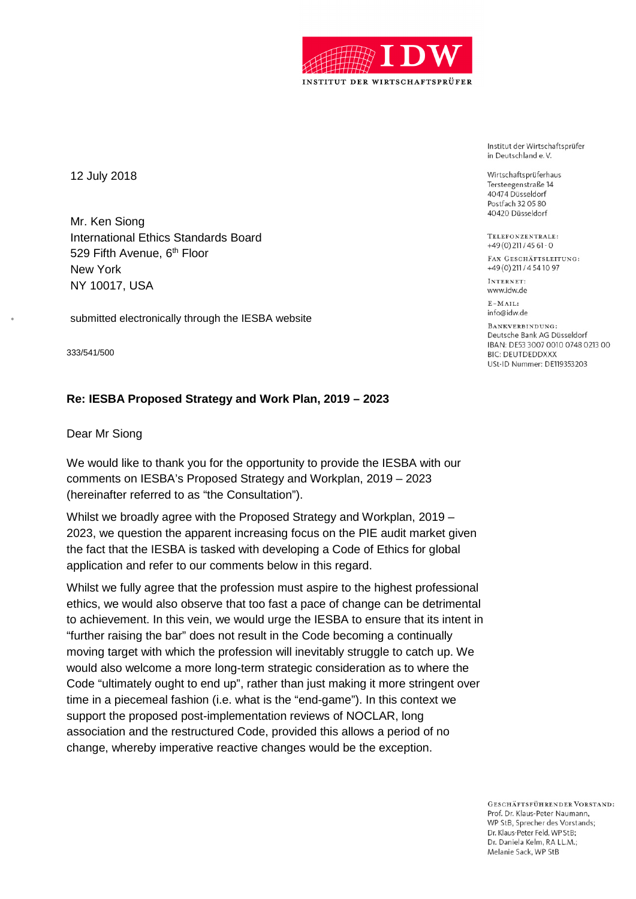IDW

INSTITUT DER WIRTSCHAFTSPRÜFER

Institut der Wirtschaftsprüfer
in Deutschland e. V.

Wirtschaftsprüferhaus
Tersteegenstraße 14
40474 Düsseldorf
Postfach 32 05 80
40420 Düsseldorf

TELEFONZENTRALE:
+49 (0) 211 / 45 61 - 0

FAX GESCHÄFTSLEITUNG:
+49 (0) 211 / 4 54 10 97

INTERNET:
www.idw.de

E-MAIL:
info@idw.de

BANKVERBINDUNG:
Deutsche Bank AG Düsseldorf
IBAN: DE53 3007 0010 0748 0213 00
BIC: DEUTDEDDXXX
USt-ID Nummer: DE119353203

12 July 2018

Mr. Ken Siong
International Ethics Standards Board
529 Fifth Avenue, 6th Floor
New York
NY 10017, USA

submitted electronically through the IESBA website

333/541/500

**Re: IESBA Proposed Strategy and Work Plan, 2019 – 2023**

Dear Mr Siong

We would like to thank you for the opportunity to provide the IESBA with our comments on IESBA's Proposed Strategy and Workplan, 2019 – 2023 (hereinafter referred to as "the Consultation").

Whilst we broadly agree with the Proposed Strategy and Workplan, 2019 – 2023, we question the apparent increasing focus on the PIE audit market given the fact that the IESBA is tasked with developing a Code of Ethics for global application and refer to our comments below in this regard.

Whilst we fully agree that the profession must aspire to the highest professional ethics, we would also observe that too fast a pace of change can be detrimental to achievement. In this vein, we would urge the IESBA to ensure that its intent in "further raising the bar" does not result in the Code becoming a continually moving target with which the profession will inevitably struggle to catch up. We would also welcome a more long-term strategic consideration as to where the Code "ultimately ought to end up", rather than just making it more stringent over time in a piecemeal fashion (i.e. what is the "end-game"). In this context we support the proposed post-implementation reviews of NOCLAR, long association and the restructured Code, provided this allows a period of no change, whereby imperative reactive changes would be the exception.

GESCHÄFTSFÜHRENDER VORSTAND:
Prof. Dr. Klaus-Peter Naumann, WP StB, Sprecher des Vorstands;
Dr. Klaus-Peter Feld, WP StB;
Dr. Daniela Kelm, RA LL.M.;
Melanie Sack, WP StB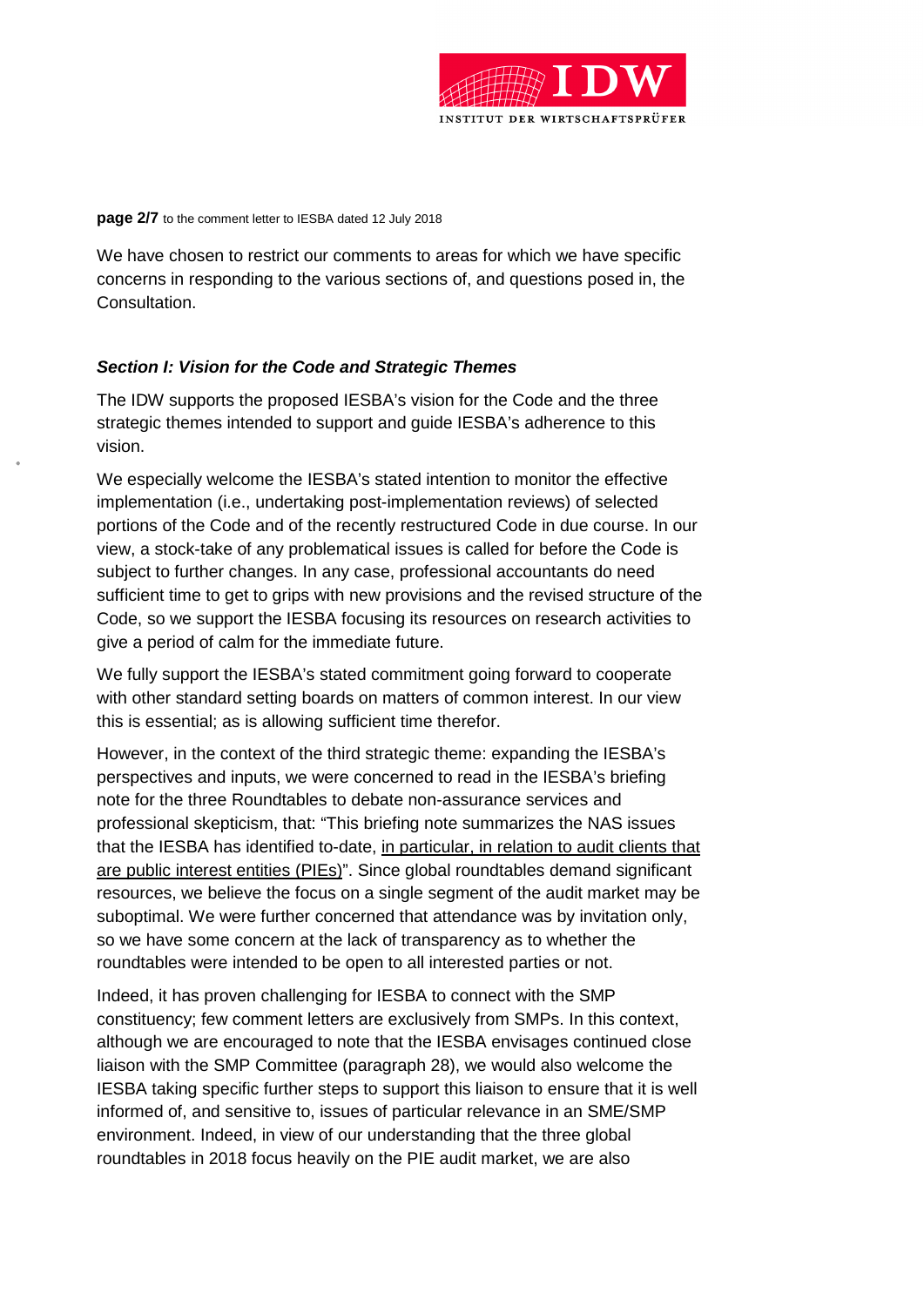We have chosen to restrict our comments to areas for which we have specific concerns in responding to the various sections of, and questions posed in, the Consultation.

***Section I: Vision for the Code and Strategic Themes***

The IDW supports the proposed IESBA's vision for the Code and the three strategic themes intended to support and guide IESBA's adherence to this vision.

We especially welcome the IESBA's stated intention to monitor the effective implementation (i.e., undertaking post-implementation reviews) of selected portions of the Code and of the recently restructured Code in due course. In our view, a stock-take of any problematical issues is called for before the Code is subject to further changes. In any case, professional accountants do need sufficient time to get to grips with new provisions and the revised structure of the Code, so we support the IESBA focusing its resources on research activities to give a period of calm for the immediate future.

We fully support the IESBA's stated commitment going forward to cooperate with other standard setting boards on matters of common interest. In our view this is essential; as is allowing sufficient time therefor.

However, in the context of the third strategic theme: expanding the IESBA's perspectives and inputs, we were concerned to read in the IESBA's briefing note for the three Roundtables to debate non-assurance services and professional skepticism, that: "This briefing note summarizes the NAS issues that the IESBA has identified to-date, <u>in particular, in relation to audit clients that are public interest entities (PIEs)</u>". Since global roundtables demand significant resources, we believe the focus on a single segment of the audit market may be suboptimal. We were further concerned that attendance was by invitation only, so we have some concern at the lack of transparency as to whether the roundtables were intended to be open to all interested parties or not.

Indeed, it has proven challenging for IESBA to connect with the SMP constituency; few comment letters are exclusively from SMPs. In this context, although we are encouraged to note that the IESBA envisages continued close liaison with the SMP Committee (paragraph 28), we would also welcome the IESBA taking specific further steps to support this liaison to ensure that it is well informed of, and sensitive to, issues of particular relevance in an SME/SMP environment. Indeed, in view of our understanding that the three global roundtables in 2018 focus heavily on the PIE audit market, we are also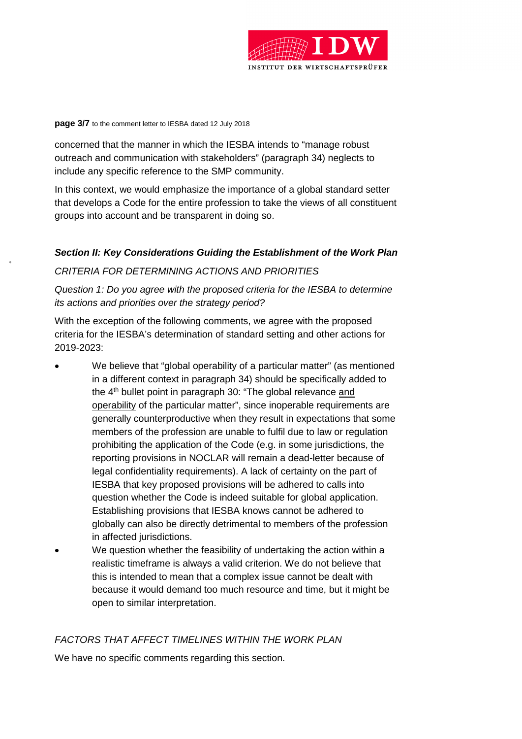concerned that the manner in which the IESBA intends to "manage robust outreach and communication with stakeholders" (paragraph 34) neglects to include any specific reference to the SMP community.

In this context, we would emphasize the importance of a global standard setter that develops a Code for the entire profession to take the views of all constituent groups into account and be transparent in doing so.

### *Section II: Key Considerations Guiding the Establishment of the Work Plan*

*CRITERIA FOR DETERMINING ACTIONS AND PRIORITIES*

*Question 1: Do you agree with the proposed criteria for the IESBA to determine its actions and priorities over the strategy period?*

With the exception of the following comments, we agree with the proposed criteria for the IESBA's determination of standard setting and other actions for 2019-2023:

- We believe that "global operability of a particular matter" (as mentioned in a different context in paragraph 34) should be specifically added to the 4th bullet point in paragraph 30: "The global relevance <u>and operability</u> of the particular matter", since inoperable requirements are generally counterproductive when they result in expectations that some members of the profession are unable to fulfil due to law or regulation prohibiting the application of the Code (e.g. in some jurisdictions, the reporting provisions in NOCLAR will remain a dead-letter because of legal confidentiality requirements). A lack of certainty on the part of IESBA that key proposed provisions will be adhered to calls into question whether the Code is indeed suitable for global application. Establishing provisions that IESBA knows cannot be adhered to globally can also be directly detrimental to members of the profession in affected jurisdictions.
- We question whether the feasibility of undertaking the action within a realistic timeframe is always a valid criterion. We do not believe that this is intended to mean that a complex issue cannot be dealt with because it would demand too much resource and time, but it might be open to similar interpretation.

*FACTORS THAT AFFECT TIMELINES WITHIN THE WORK PLAN*

We have no specific comments regarding this section.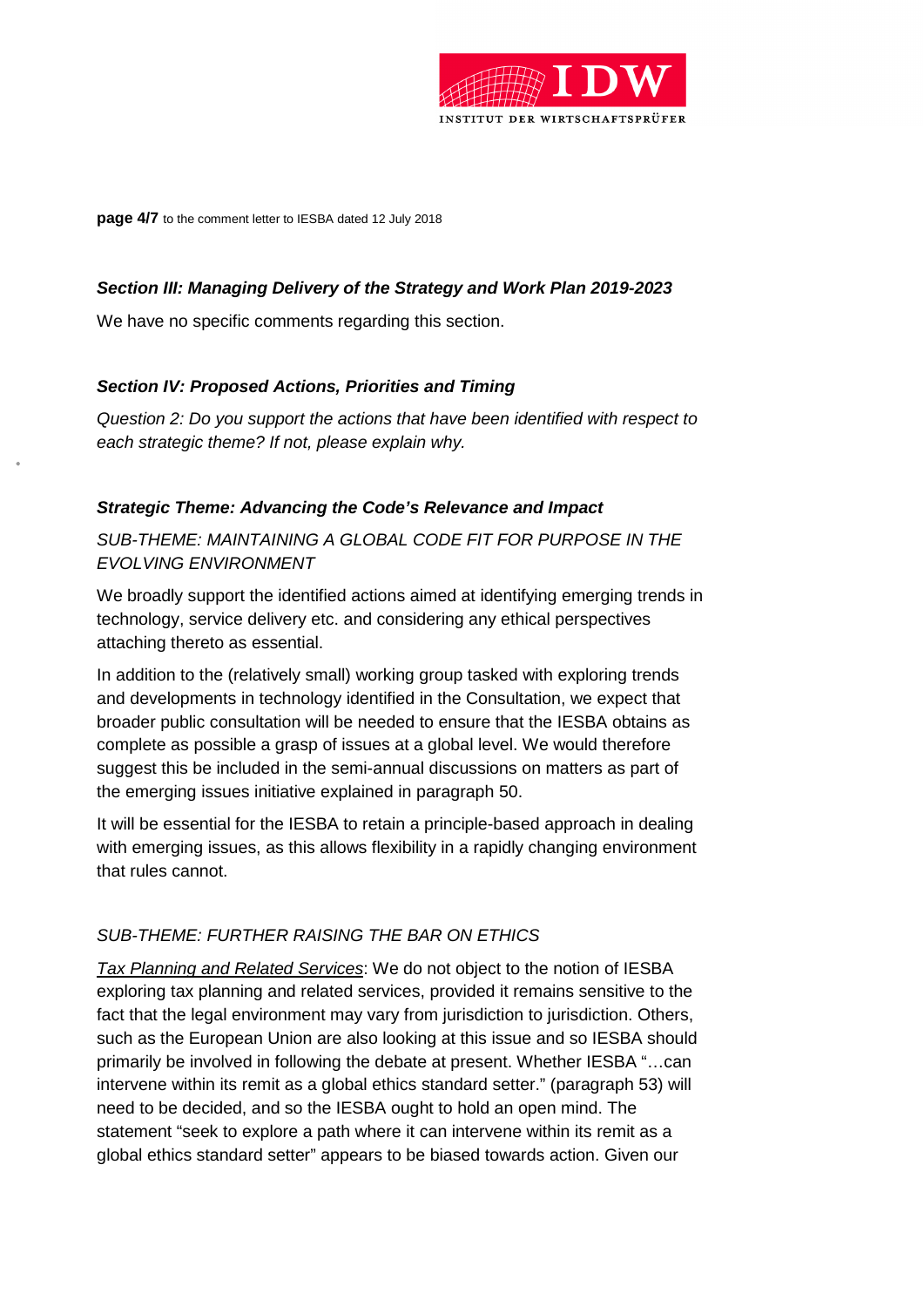### *Section III: Managing Delivery of the Strategy and Work Plan 2019-2023*

We have no specific comments regarding this section.

### *Section IV: Proposed Actions, Priorities and Timing*

*Question 2: Do you support the actions that have been identified with respect to each strategic theme? If not, please explain why.*

### *Strategic Theme: Advancing the Code's Relevance and Impact*

*SUB-THEME: MAINTAINING A GLOBAL CODE FIT FOR PURPOSE IN THE EVOLVING ENVIRONMENT*

We broadly support the identified actions aimed at identifying emerging trends in technology, service delivery etc. and considering any ethical perspectives attaching thereto as essential.

In addition to the (relatively small) working group tasked with exploring trends and developments in technology identified in the Consultation, we expect that broader public consultation will be needed to ensure that the IESBA obtains as complete as possible a grasp of issues at a global level. We would therefore suggest this be included in the semi-annual discussions on matters as part of the emerging issues initiative explained in paragraph 50.

It will be essential for the IESBA to retain a principle-based approach in dealing with emerging issues, as this allows flexibility in a rapidly changing environment that rules cannot.

*SUB-THEME: FURTHER RAISING THE BAR ON ETHICS*

Tax Planning and Related Services: We do not object to the notion of IESBA exploring tax planning and related services, provided it remains sensitive to the fact that the legal environment may vary from jurisdiction to jurisdiction. Others, such as the European Union are also looking at this issue and so IESBA should primarily be involved in following the debate at present. Whether IESBA "…can intervene within its remit as a global ethics standard setter." (paragraph 53) will need to be decided, and so the IESBA ought to hold an open mind. The statement "seek to explore a path where it can intervene within its remit as a global ethics standard setter" appears to be biased towards action. Given our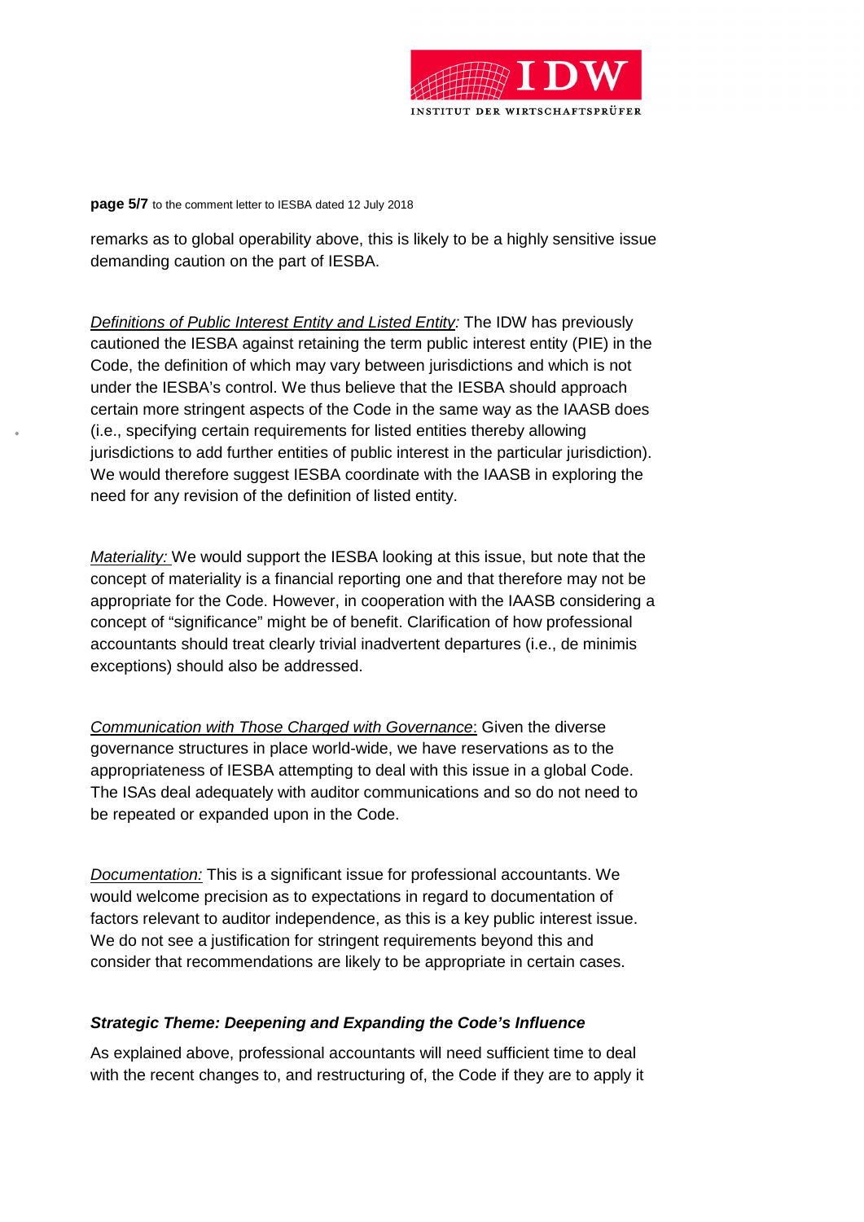remarks as to global operability above, this is likely to be a highly sensitive issue demanding caution on the part of IESBA.

*Definitions of Public Interest Entity and Listed Entity:* The IDW has previously cautioned the IESBA against retaining the term public interest entity (PIE) in the Code, the definition of which may vary between jurisdictions and which is not under the IESBA's control. We thus believe that the IESBA should approach certain more stringent aspects of the Code in the same way as the IAASB does (i.e., specifying certain requirements for listed entities thereby allowing jurisdictions to add further entities of public interest in the particular jurisdiction). We would therefore suggest IESBA coordinate with the IAASB in exploring the need for any revision of the definition of listed entity.

*Materiality:* We would support the IESBA looking at this issue, but note that the concept of materiality is a financial reporting one and that therefore may not be appropriate for the Code. However, in cooperation with the IAASB considering a concept of "significance" might be of benefit. Clarification of how professional accountants should treat clearly trivial inadvertent departures (i.e., de minimis exceptions) should also be addressed.

*Communication with Those Charged with Governance*: Given the diverse governance structures in place world-wide, we have reservations as to the appropriateness of IESBA attempting to deal with this issue in a global Code. The ISAs deal adequately with auditor communications and so do not need to be repeated or expanded upon in the Code.

*Documentation:* This is a significant issue for professional accountants. We would welcome precision as to expectations in regard to documentation of factors relevant to auditor independence, as this is a key public interest issue. We do not see a justification for stringent requirements beyond this and consider that recommendations are likely to be appropriate in certain cases.

### *Strategic Theme: Deepening and Expanding the Code's Influence*

As explained above, professional accountants will need sufficient time to deal with the recent changes to, and restructuring of, the Code if they are to apply it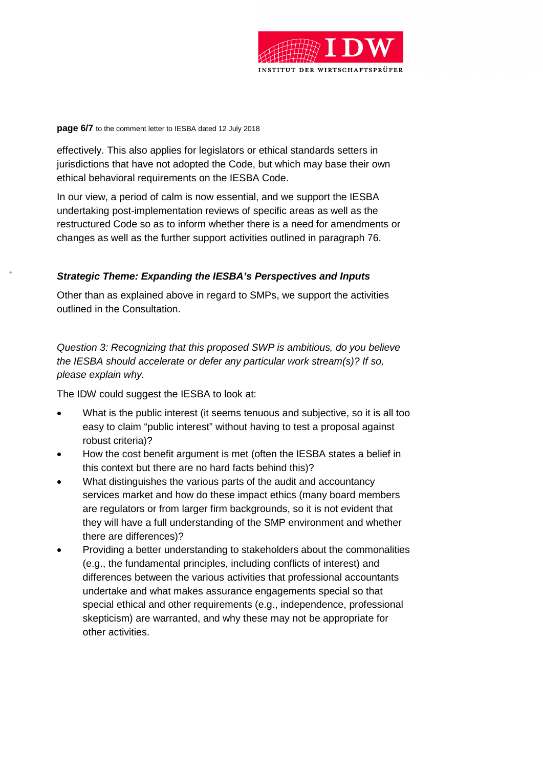effectively. This also applies for legislators or ethical standards setters in jurisdictions that have not adopted the Code, but which may base their own ethical behavioral requirements on the IESBA Code.

In our view, a period of calm is now essential, and we support the IESBA undertaking post-implementation reviews of specific areas as well as the restructured Code so as to inform whether there is a need for amendments or changes as well as the further support activities outlined in paragraph 76.

***Strategic Theme: Expanding the IESBA's Perspectives and Inputs***

Other than as explained above in regard to SMPs, we support the activities outlined in the Consultation.

*Question 3: Recognizing that this proposed SWP is ambitious, do you believe the IESBA should accelerate or defer any particular work stream(s)? If so, please explain why.*

The IDW could suggest the IESBA to look at:

- What is the public interest (it seems tenuous and subjective, so it is all too easy to claim "public interest" without having to test a proposal against robust criteria)?
- How the cost benefit argument is met (often the IESBA states a belief in this context but there are no hard facts behind this)?
- What distinguishes the various parts of the audit and accountancy services market and how do these impact ethics (many board members are regulators or from larger firm backgrounds, so it is not evident that they will have a full understanding of the SMP environment and whether there are differences)?
- Providing a better understanding to stakeholders about the commonalities (e.g., the fundamental principles, including conflicts of interest) and differences between the various activities that professional accountants undertake and what makes assurance engagements special so that special ethical and other requirements (e.g., independence, professional skepticism) are warranted, and why these may not be appropriate for other activities.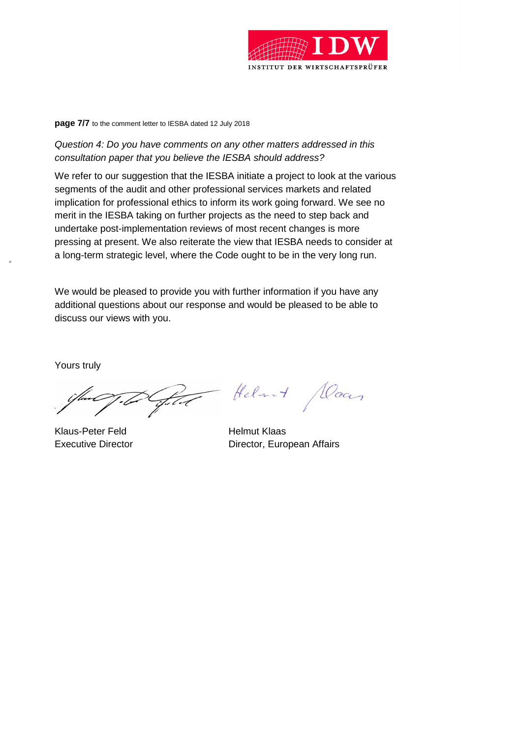*Question 4: Do you have comments on any other matters addressed in this consultation paper that you believe the IESBA should address?*

We refer to our suggestion that the IESBA initiate a project to look at the various segments of the audit and other professional services markets and related implication for professional ethics to inform its work going forward. We see no merit in the IESBA taking on further projects as the need to step back and undertake post-implementation reviews of most recent changes is more pressing at present. We also reiterate the view that IESBA needs to consider at a long-term strategic level, where the Code ought to be in the very long run.

We would be pleased to provide you with further information if you have any additional questions about our response and would be pleased to be able to discuss our views with you.

Yours truly

Klaus-Peter Feld
Executive Director

Helmut Klaas
Director, European Affairs